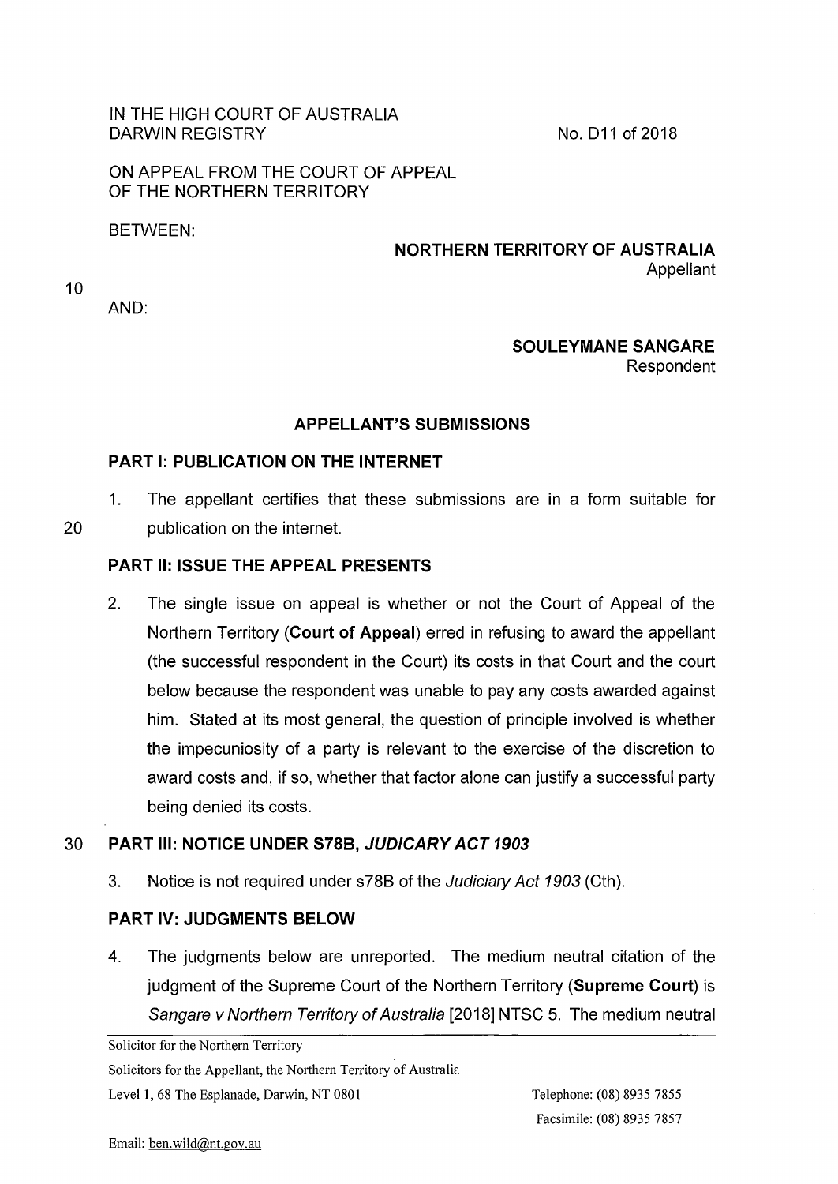IN THE HIGH COURT OF AUSTRALIA
DARWIN REGISTRY

No. D11 of 2018

ON APPEAL FROM THE COURT OF APPEAL
OF THE NORTHERN TERRITORY

BETWEEN:

**NORTHERN TERRITORY OF AUSTRALIA**
Appellant

AND:

**SOULEYMANE SANGARE**
Respondent

## APPELLANT'S SUBMISSIONS

### PART I: PUBLICATION ON THE INTERNET

1. The appellant certifies that these submissions are in a form suitable for publication on the internet.

### PART II: ISSUE THE APPEAL PRESENTS

2. The single issue on appeal is whether or not the Court of Appeal of the Northern Territory (**Court of Appeal**) erred in refusing to award the appellant (the successful respondent in the Court) its costs in that Court and the court below because the respondent was unable to pay any costs awarded against him. Stated at its most general, the question of principle involved is whether the impecuniosity of a party is relevant to the exercise of the discretion to award costs and, if so, whether that factor alone can justify a successful party being denied its costs.

### PART III: NOTICE UNDER S78B, *JUDICARY ACT 1903*

3. Notice is not required under s78B of the *Judiciary Act 1903* (Cth).

### PART IV: JUDGMENTS BELOW

4. The judgments below are unreported. The medium neutral citation of the judgment of the Supreme Court of the Northern Territory (**Supreme Court**) is *Sangare v Northern Territory of Australia* [2018] NTSC 5. The medium neutral

Solicitor for the Northern Territory
Solicitors for the Appellant, the Northern Territory of Australia
Level 1, 68 The Esplanade, Darwin, NT 0801
Telephone: (08) 8935 7855
Facsimile: (08) 8935 7857
Email: ben.wild@nt.gov.au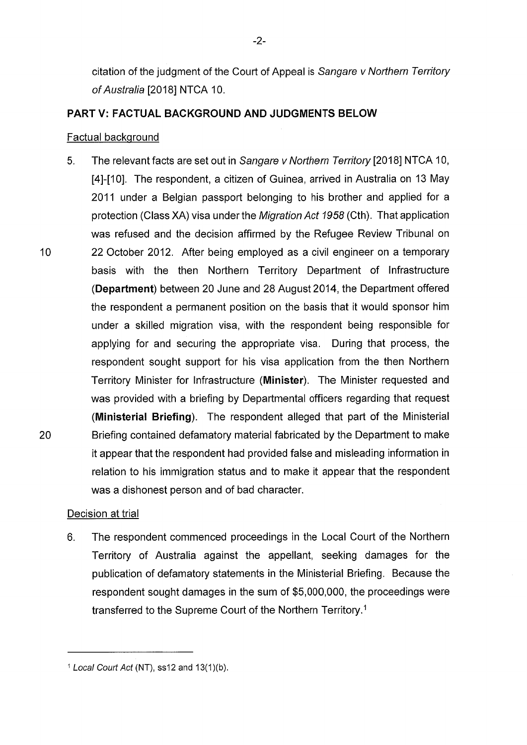citation of the judgment of the Court of Appeal is *Sangare v Northern Territory of Australia* [2018] NTCA 10.

## PART V: FACTUAL BACKGROUND AND JUDGMENTS BELOW

Factual background

5. The relevant facts are set out in *Sangare v Northern Territory* [2018] NTCA 10, [4]-[10]. The respondent, a citizen of Guinea, arrived in Australia on 13 May 2011 under a Belgian passport belonging to his brother and applied for a protection (Class XA) visa under the *Migration Act 1958* (Cth). That application was refused and the decision affirmed by the Refugee Review Tribunal on 22 October 2012. After being employed as a civil engineer on a temporary basis with the then Northern Territory Department of Infrastructure (**Department**) between 20 June and 28 August 2014, the Department offered the respondent a permanent position on the basis that it would sponsor him under a skilled migration visa, with the respondent being responsible for applying for and securing the appropriate visa. During that process, the respondent sought support for his visa application from the then Northern Territory Minister for Infrastructure (**Minister**). The Minister requested and was provided with a briefing by Departmental officers regarding that request (**Ministerial Briefing**). The respondent alleged that part of the Ministerial Briefing contained defamatory material fabricated by the Department to make it appear that the respondent had provided false and misleading information in relation to his immigration status and to make it appear that the respondent was a dishonest person and of bad character.

Decision at trial

6. The respondent commenced proceedings in the Local Court of the Northern Territory of Australia against the appellant, seeking damages for the publication of defamatory statements in the Ministerial Briefing. Because the respondent sought damages in the sum of $5,000,000, the proceedings were transferred to the Supreme Court of the Northern Territory.[1]

---

[1] *Local Court Act* (NT), ss12 and 13(1)(b).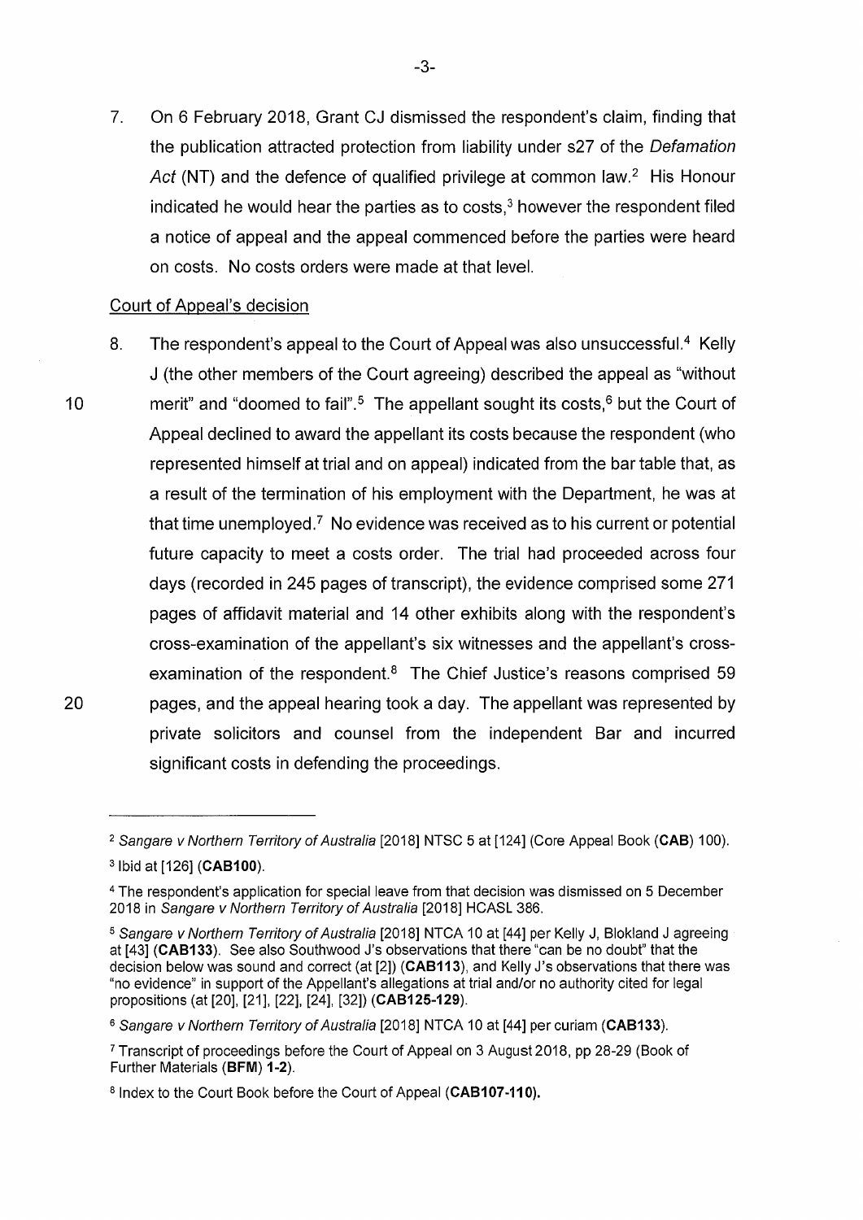7. On 6 February 2018, Grant CJ dismissed the respondent's claim, finding that the publication attracted protection from liability under s27 of the *Defamation Act* (NT) and the defence of qualified privilege at common law.[2] His Honour indicated he would hear the parties as to costs,[3] however the respondent filed a notice of appeal and the appeal commenced before the parties were heard on costs. No costs orders were made at that level.

Court of Appeal's decision

8. The respondent's appeal to the Court of Appeal was also unsuccessful.[4] Kelly J (the other members of the Court agreeing) described the appeal as "without merit" and "doomed to fail".[5] The appellant sought its costs,[6] but the Court of Appeal declined to award the appellant its costs because the respondent (who represented himself at trial and on appeal) indicated from the bar table that, as a result of the termination of his employment with the Department, he was at that time unemployed.[7] No evidence was received as to his current or potential future capacity to meet a costs order. The trial had proceeded across four days (recorded in 245 pages of transcript), the evidence comprised some 271 pages of affidavit material and 14 other exhibits along with the respondent's cross-examination of the appellant's six witnesses and the appellant's cross-examination of the respondent.[8] The Chief Justice's reasons comprised 59 pages, and the appeal hearing took a day. The appellant was represented by private solicitors and counsel from the independent Bar and incurred significant costs in defending the proceedings.

---

[2] *Sangare v Northern Territory of Australia* [2018] NTSC 5 at [124] (Core Appeal Book (**CAB**) 100).

[3] Ibid at [126] (**CAB100**).

[4] The respondent's application for special leave from that decision was dismissed on 5 December 2018 in *Sangare v Northern Territory of Australia* [2018] HCASL 386.

[5] *Sangare v Northern Territory of Australia* [2018] NTCA 10 at [44] per Kelly J, Blokland J agreeing at [43] (**CAB133**). See also Southwood J's observations that there "can be no doubt" that the decision below was sound and correct (at [2]) (**CAB113**), and Kelly J's observations that there was "no evidence" in support of the Appellant's allegations at trial and/or no authority cited for legal propositions (at [20], [21], [22], [24], [32]) (**CAB125-129**).

[6] *Sangare v Northern Territory of Australia* [2018] NTCA 10 at [44] per curiam (**CAB133**).

[7] Transcript of proceedings before the Court of Appeal on 3 August 2018, pp 28-29 (Book of Further Materials (**BFM**) **1-2**).

[8] Index to the Court Book before the Court of Appeal (**CAB107-110**).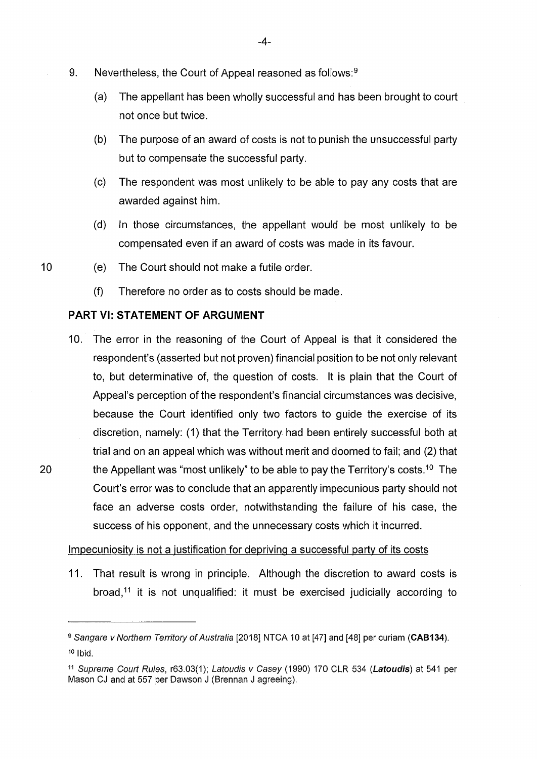9. Nevertheless, the Court of Appeal reasoned as follows:[9]

   (a) The appellant has been wholly successful and has been brought to court not once but twice.

   (b) The purpose of an award of costs is not to punish the unsuccessful party but to compensate the successful party.

   (c) The respondent was most unlikely to be able to pay any costs that are awarded against him.

   (d) In those circumstances, the appellant would be most unlikely to be compensated even if an award of costs was made in its favour.

   (e) The Court should not make a futile order.

   (f) Therefore no order as to costs should be made.

## PART VI: STATEMENT OF ARGUMENT

10. The error in the reasoning of the Court of Appeal is that it considered the respondent's (asserted but not proven) financial position to be not only relevant to, but determinative of, the question of costs. It is plain that the Court of Appeal's perception of the respondent's financial circumstances was decisive, because the Court identified only two factors to guide the exercise of its discretion, namely: (1) that the Territory had been entirely successful both at trial and on an appeal which was without merit and doomed to fail; and (2) that the Appellant was "most unlikely" to be able to pay the Territory's costs.[10] The Court's error was to conclude that an apparently impecunious party should not face an adverse costs order, notwithstanding the failure of his case, the success of his opponent, and the unnecessary costs which it incurred.

Impecuniosity is not a justification for depriving a successful party of its costs

11. That result is wrong in principle. Although the discretion to award costs is broad,[11] it is not unqualified: it must be exercised judicially according to

---

[9] *Sangare v Northern Territory of Australia* [2018] NTCA 10 at [47] and [48] per curiam (**CAB134**).

[10] Ibid.

[11] *Supreme Court Rules*, r63.03(1); *Latoudis v Casey* (1990) 170 CLR 534 (***Latoudis***) at 541 per Mason CJ and at 557 per Dawson J (Brennan J agreeing).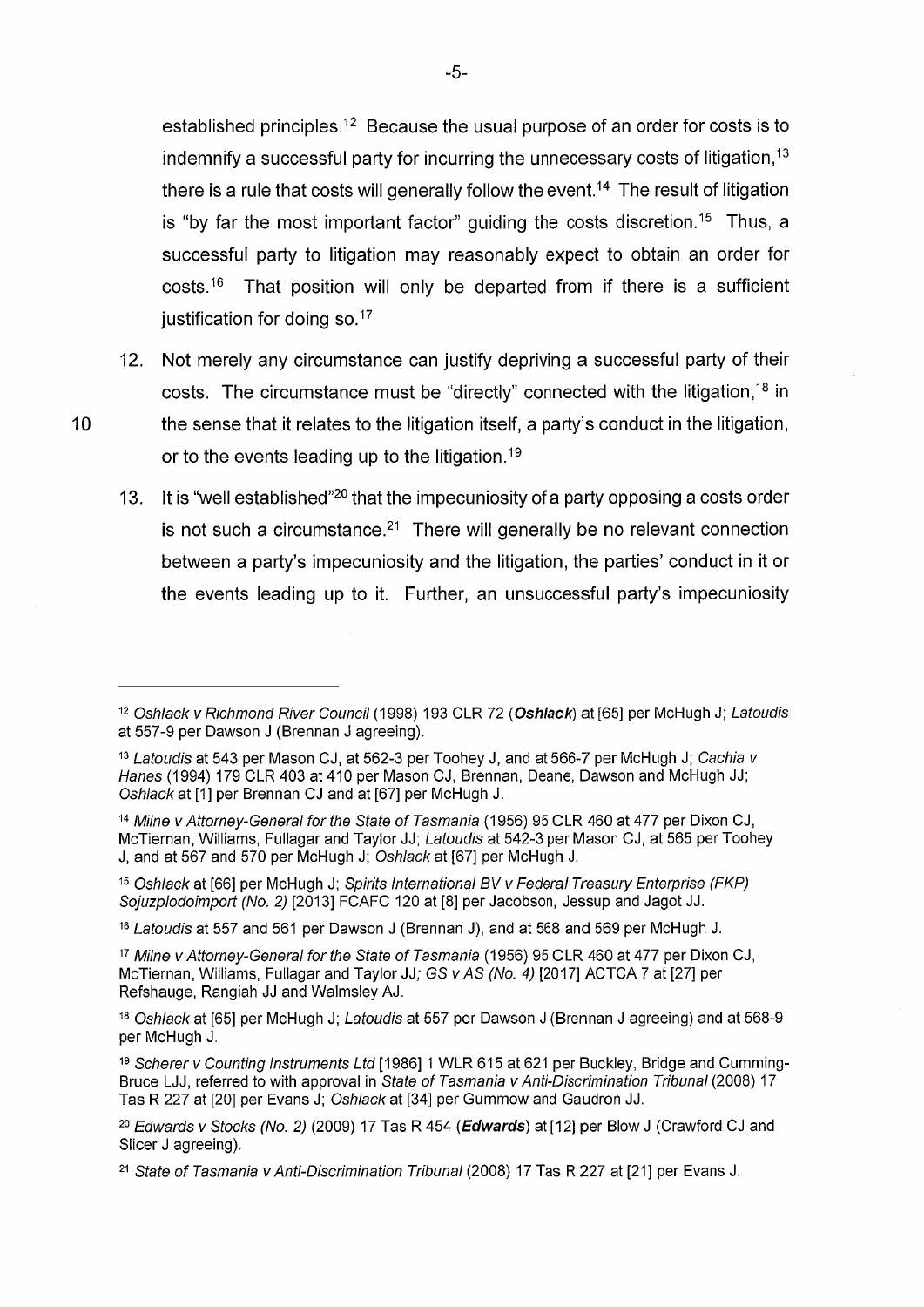established principles.[12] Because the usual purpose of an order for costs is to indemnify a successful party for incurring the unnecessary costs of litigation,[13] there is a rule that costs will generally follow the event.[14] The result of litigation is "by far the most important factor" guiding the costs discretion.[15] Thus, a successful party to litigation may reasonably expect to obtain an order for costs.[16] That position will only be departed from if there is a sufficient justification for doing so.[17]

12. Not merely any circumstance can justify depriving a successful party of their costs. The circumstance must be "directly" connected with the litigation,[18] in the sense that it relates to the litigation itself, a party's conduct in the litigation, or to the events leading up to the litigation.[19]

13. It is "well established"[20] that the impecuniosity of a party opposing a costs order is not such a circumstance.[21] There will generally be no relevant connection between a party's impecuniosity and the litigation, the parties' conduct in it or the events leading up to it. Further, an unsuccessful party's impecuniosity

---

[12] *Oshlack v Richmond River Council* (1998) 193 CLR 72 (***Oshlack***) at [65] per McHugh J; *Latoudis* at 557-9 per Dawson J (Brennan J agreeing).

[13] *Latoudis* at 543 per Mason CJ, at 562-3 per Toohey J, and at 566-7 per McHugh J; *Cachia v Hanes* (1994) 179 CLR 403 at 410 per Mason CJ, Brennan, Deane, Dawson and McHugh JJ; *Oshlack* at [1] per Brennan CJ and at [67] per McHugh J.

[14] *Milne v Attorney-General for the State of Tasmania* (1956) 95 CLR 460 at 477 per Dixon CJ, McTiernan, Williams, Fullagar and Taylor JJ; *Latoudis* at 542-3 per Mason CJ, at 565 per Toohey J, and at 567 and 570 per McHugh J; *Oshlack* at [67] per McHugh J.

[15] *Oshlack* at [66] per McHugh J; *Spirits International BV v Federal Treasury Enterprise (FKP) Sojuzplodoimport (No. 2)* [2013] FCAFC 120 at [8] per Jacobson, Jessup and Jagot JJ.

[16] *Latoudis* at 557 and 561 per Dawson J (Brennan J), and at 568 and 569 per McHugh J.

[17] *Milne v Attorney-General for the State of Tasmania* (1956) 95 CLR 460 at 477 per Dixon CJ, McTiernan, Williams, Fullagar and Taylor JJ; *GS v AS (No. 4)* [2017] ACTCA 7 at [27] per Refshauge, Rangiah JJ and Walmsley AJ.

[18] *Oshlack* at [65] per McHugh J; *Latoudis* at 557 per Dawson J (Brennan J agreeing) and at 568-9 per McHugh J.

[19] *Scherer v Counting Instruments Ltd* [1986] 1 WLR 615 at 621 per Buckley, Bridge and Cumming-Bruce LJJ, referred to with approval in *State of Tasmania v Anti-Discrimination Tribunal* (2008) 17 Tas R 227 at [20] per Evans J; *Oshlack* at [34] per Gummow and Gaudron JJ.

[20] *Edwards v Stocks (No. 2)* (2009) 17 Tas R 454 (***Edwards***) at [12] per Blow J (Crawford CJ and Slicer J agreeing).

[21] *State of Tasmania v Anti-Discrimination Tribunal* (2008) 17 Tas R 227 at [21] per Evans J.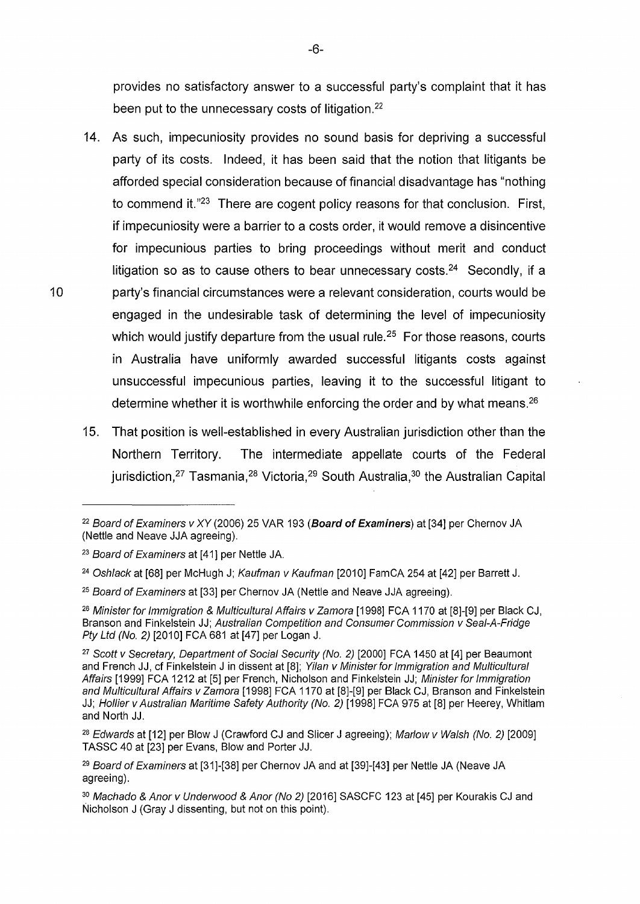provides no satisfactory answer to a successful party's complaint that it has been put to the unnecessary costs of litigation.[22]

14. As such, impecuniosity provides no sound basis for depriving a successful party of its costs. Indeed, it has been said that the notion that litigants be afforded special consideration because of financial disadvantage has "nothing to commend it."[23] There are cogent policy reasons for that conclusion. First, if impecuniosity were a barrier to a costs order, it would remove a disincentive for impecunious parties to bring proceedings without merit and conduct litigation so as to cause others to bear unnecessary costs.[24] Secondly, if a party's financial circumstances were a relevant consideration, courts would be engaged in the undesirable task of determining the level of impecuniosity which would justify departure from the usual rule.[25] For those reasons, courts in Australia have uniformly awarded successful litigants costs against unsuccessful impecunious parties, leaving it to the successful litigant to determine whether it is worthwhile enforcing the order and by what means.[26]

15. That position is well-established in every Australian jurisdiction other than the Northern Territory. The intermediate appellate courts of the Federal jurisdiction,[27] Tasmania,[28] Victoria,[29] South Australia,[30] the Australian Capital

---

[22] *Board of Examiners v XY* (2006) 25 VAR 193 (***Board of Examiners***) at [34] per Chernov JA (Nettle and Neave JJA agreeing).

[23] *Board of Examiners* at [41] per Nettle JA.

[24] *Oshlack* at [68] per McHugh J; *Kaufman v Kaufman* [2010] FamCA 254 at [42] per Barrett J.

[25] *Board of Examiners* at [33] per Chernov JA (Nettle and Neave JJA agreeing).

[26] *Minister for Immigration & Multicultural Affairs v Zamora* [1998] FCA 1170 at [8]-[9] per Black CJ, Branson and Finkelstein JJ; *Australian Competition and Consumer Commission v Seal-A-Fridge Pty Ltd (No. 2)* [2010] FCA 681 at [47] per Logan J.

[27] *Scott v Secretary, Department of Social Security (No. 2)* [2000] FCA 1450 at [4] per Beaumont and French JJ, cf Finkelstein J in dissent at [8]; *Yilan v Minister for Immigration and Multicultural Affairs* [1999] FCA 1212 at [5] per French, Nicholson and Finkelstein JJ; *Minister for Immigration and Multicultural Affairs v Zamora* [1998] FCA 1170 at [8]-[9] per Black CJ, Branson and Finkelstein JJ; *Hollier v Australian Maritime Safety Authority (No. 2)* [1998] FCA 975 at [8] per Heerey, Whitlam and North JJ.

[28] *Edwards* at [12] per Blow J (Crawford CJ and Slicer J agreeing); *Marlow v Walsh (No. 2)* [2009] TASSC 40 at [23] per Evans, Blow and Porter JJ.

[29] *Board of Examiners* at [31]-[38] per Chernov JA and at [39]-[43] per Nettle JA (Neave JA agreeing).

[30] *Machado & Anor v Underwood & Anor (No 2)* [2016] SASCFC 123 at [45] per Kourakis CJ and Nicholson J (Gray J dissenting, but not on this point).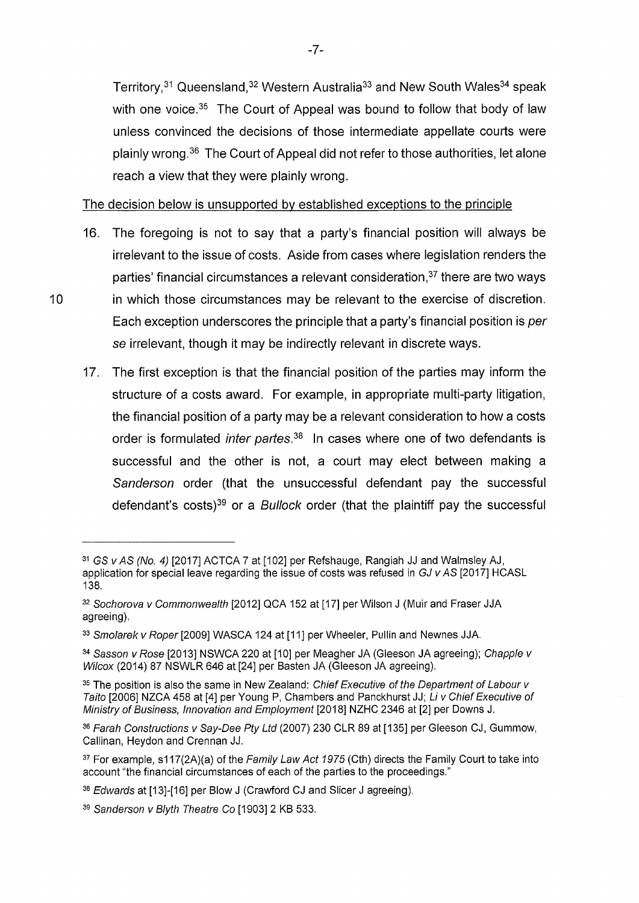Territory,[31] Queensland,[32] Western Australia[33] and New South Wales[34] speak with one voice.[35] The Court of Appeal was bound to follow that body of law unless convinced the decisions of those intermediate appellate courts were plainly wrong.[36] The Court of Appeal did not refer to those authorities, let alone reach a view that they were plainly wrong.

The decision below is unsupported by established exceptions to the principle

16. The foregoing is not to say that a party's financial position will always be irrelevant to the issue of costs. Aside from cases where legislation renders the parties' financial circumstances a relevant consideration,[37] there are two ways in which those circumstances may be relevant to the exercise of discretion. Each exception underscores the principle that a party's financial position is *per se* irrelevant, though it may be indirectly relevant in discrete ways.

17. The first exception is that the financial position of the parties may inform the structure of a costs award. For example, in appropriate multi-party litigation, the financial position of a party may be a relevant consideration to how a costs order is formulated *inter partes*.[38] In cases where one of two defendants is successful and the other is not, a court may elect between making a *Sanderson* order (that the unsuccessful defendant pay the successful defendant's costs)[39] or a *Bullock* order (that the plaintiff pay the successful

---

[31] *GS v AS (No. 4)* [2017] ACTCA 7 at [102] per Refshauge, Rangiah JJ and Walmsley AJ, application for special leave regarding the issue of costs was refused in *GJ v AS* [2017] HCASL 138.

[32] *Sochorova v Commonwealth* [2012] QCA 152 at [17] per Wilson J (Muir and Fraser JJA agreeing).

[33] *Smolarek v Roper* [2009] WASCA 124 at [11] per Wheeler, Pullin and Newnes JJA.

[34] *Sasson v Rose* [2013] NSWCA 220 at [10] per Meagher JA (Gleeson JA agreeing); *Chapple v Wilcox* (2014) 87 NSWLR 646 at [24] per Basten JA (Gleeson JA agreeing).

[35] The position is also the same in New Zealand: *Chief Executive of the Department of Labour v Taito* [2006] NZCA 458 at [4] per Young P, Chambers and Panckhurst JJ; *Li v Chief Executive of Ministry of Business, Innovation and Employment* [2018] NZHC 2346 at [2] per Downs J.

[36] *Farah Constructions v Say-Dee Pty Ltd* (2007) 230 CLR 89 at [135] per Gleeson CJ, Gummow, Callinan, Heydon and Crennan JJ.

[37] For example, s117(2A)(a) of the *Family Law Act 1975* (Cth) directs the Family Court to take into account "the financial circumstances of each of the parties to the proceedings."

[38] *Edwards* at [13]-[16] per Blow J (Crawford CJ and Slicer J agreeing).

[39] *Sanderson v Blyth Theatre Co* [1903] 2 KB 533.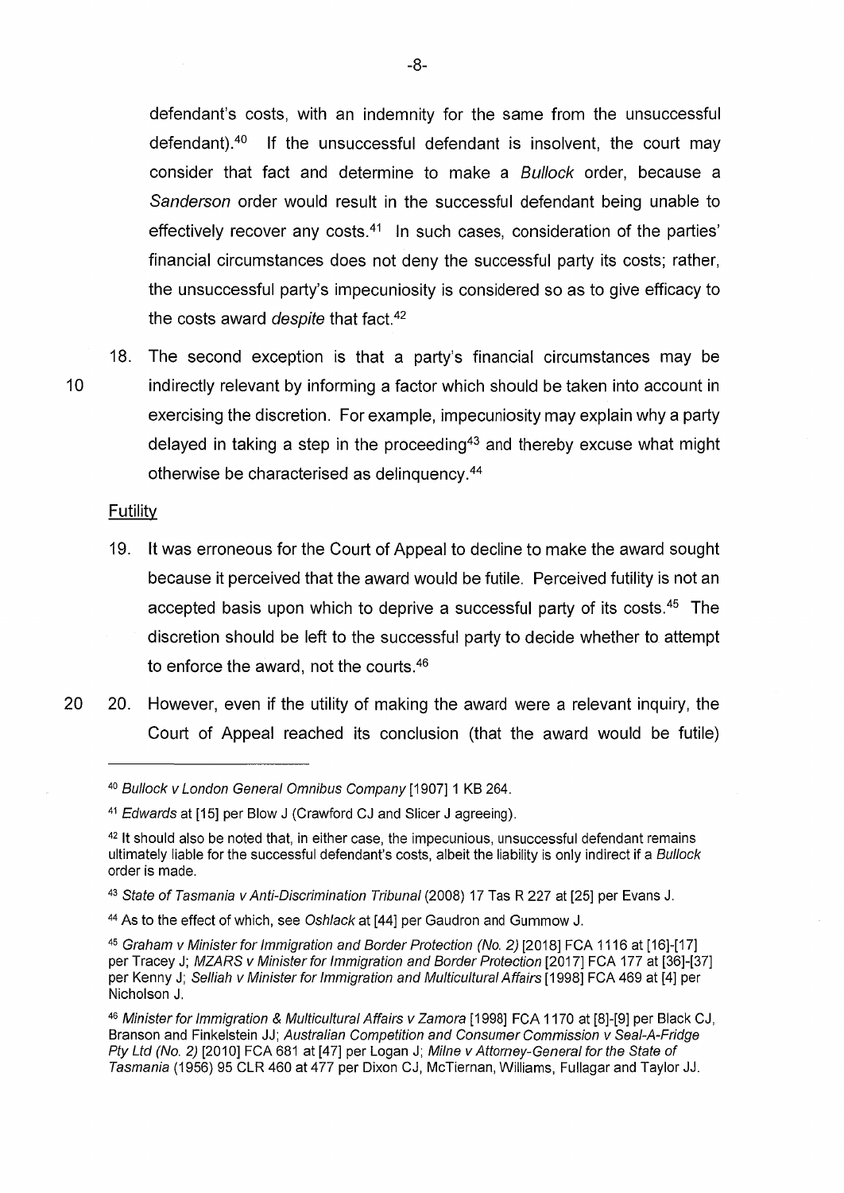defendant's costs, with an indemnity for the same from the unsuccessful defendant).[40] If the unsuccessful defendant is insolvent, the court may consider that fact and determine to make a *Bullock* order, because a *Sanderson* order would result in the successful defendant being unable to effectively recover any costs.[41] In such cases, consideration of the parties' financial circumstances does not deny the successful party its costs; rather, the unsuccessful party's impecuniosity is considered so as to give efficacy to the costs award *despite* that fact.[42]

18. The second exception is that a party's financial circumstances may be indirectly relevant by informing a factor which should be taken into account in exercising the discretion. For example, impecuniosity may explain why a party delayed in taking a step in the proceeding[43] and thereby excuse what might otherwise be characterised as delinquency.[44]

<u>Futility</u>

19. It was erroneous for the Court of Appeal to decline to make the award sought because it perceived that the award would be futile. Perceived futility is not an accepted basis upon which to deprive a successful party of its costs.[45] The discretion should be left to the successful party to decide whether to attempt to enforce the award, not the courts.[46]

20. However, even if the utility of making the award were a relevant inquiry, the Court of Appeal reached its conclusion (that the award would be futile)

---

[40] *Bullock v London General Omnibus Company* [1907] 1 KB 264.

[41] *Edwards* at [15] per Blow J (Crawford CJ and Slicer J agreeing).

[42] It should also be noted that, in either case, the impecunious, unsuccessful defendant remains ultimately liable for the successful defendant's costs, albeit the liability is only indirect if a *Bullock* order is made.

[43] *State of Tasmania v Anti-Discrimination Tribunal* (2008) 17 Tas R 227 at [25] per Evans J.

[44] As to the effect of which, see *Oshlack* at [44] per Gaudron and Gummow J.

[45] *Graham v Minister for Immigration and Border Protection (No. 2)* [2018] FCA 1116 at [16]-[17] per Tracey J; *MZARS v Minister for Immigration and Border Protection* [2017] FCA 177 at [36]-[37] per Kenny J; *Selliah v Minister for Immigration and Multicultural Affairs* [1998] FCA 469 at [4] per Nicholson J.

[46] *Minister for Immigration & Multicultural Affairs v Zamora* [1998] FCA 1170 at [8]-[9] per Black CJ, Branson and Finkelstein JJ; *Australian Competition and Consumer Commission v Seal-A-Fridge Pty Ltd (No. 2)* [2010] FCA 681 at [47] per Logan J; *Milne v Attorney-General for the State of Tasmania* (1956) 95 CLR 460 at 477 per Dixon CJ, McTiernan, Williams, Fullagar and Taylor JJ.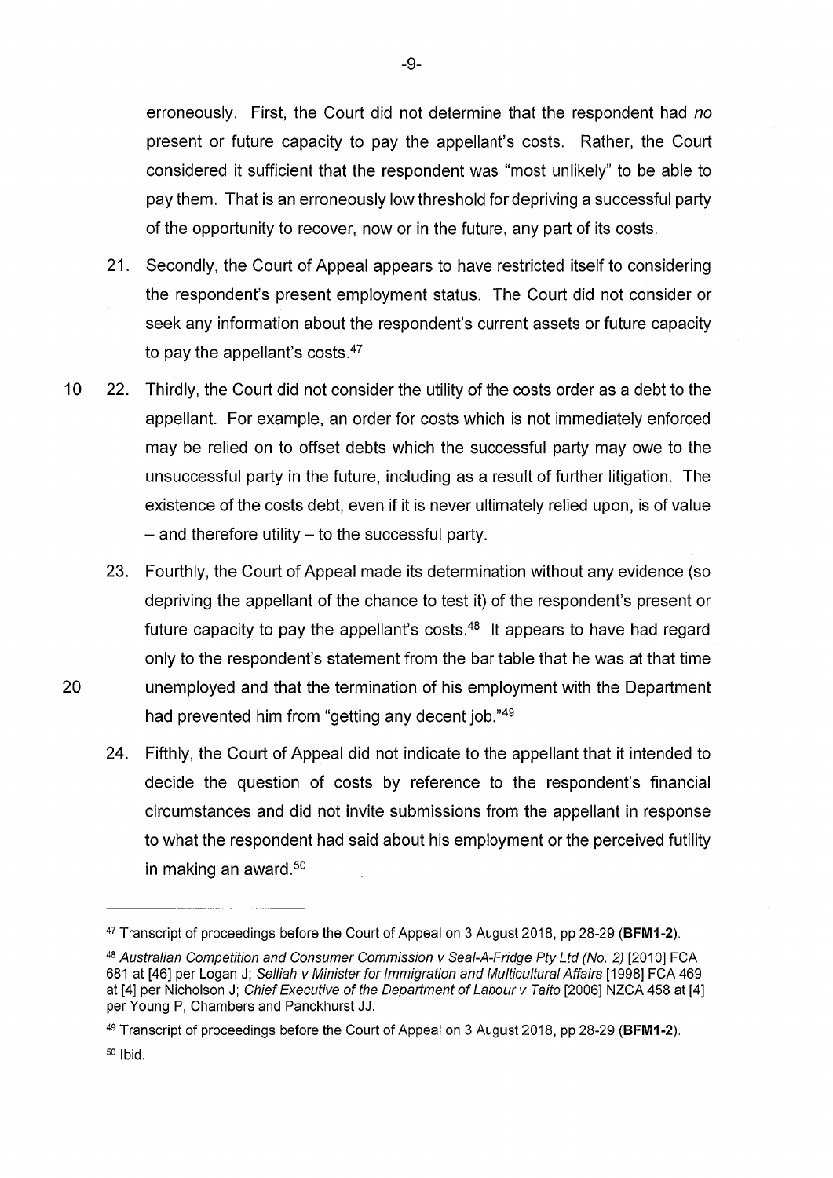erroneously. First, the Court did not determine that the respondent had *no* present or future capacity to pay the appellant's costs. Rather, the Court considered it sufficient that the respondent was "most unlikely" to be able to pay them. That is an erroneously low threshold for depriving a successful party of the opportunity to recover, now or in the future, any part of its costs.

21. Secondly, the Court of Appeal appears to have restricted itself to considering the respondent's present employment status. The Court did not consider or seek any information about the respondent's current assets or future capacity to pay the appellant's costs.[47]

22. Thirdly, the Court did not consider the utility of the costs order as a debt to the appellant. For example, an order for costs which is not immediately enforced may be relied on to offset debts which the successful party may owe to the unsuccessful party in the future, including as a result of further litigation. The existence of the costs debt, even if it is never ultimately relied upon, is of value – and therefore utility – to the successful party.

23. Fourthly, the Court of Appeal made its determination without any evidence (so depriving the appellant of the chance to test it) of the respondent's present or future capacity to pay the appellant's costs.[48] It appears to have had regard only to the respondent's statement from the bar table that he was at that time unemployed and that the termination of his employment with the Department had prevented him from "getting any decent job."[49]

24. Fifthly, the Court of Appeal did not indicate to the appellant that it intended to decide the question of costs by reference to the respondent's financial circumstances and did not invite submissions from the appellant in response to what the respondent had said about his employment or the perceived futility in making an award.[50]

---

[47] Transcript of proceedings before the Court of Appeal on 3 August 2018, pp 28-29 (**BFM1-2**).

[48] *Australian Competition and Consumer Commission v Seal-A-Fridge Pty Ltd (No. 2)* [2010] FCA 681 at [46] per Logan J; *Selliah v Minister for Immigration and Multicultural Affairs* [1998] FCA 469 at [4] per Nicholson J; *Chief Executive of the Department of Labour v Taito* [2006] NZCA 458 at [4] per Young P, Chambers and Panckhurst JJ.

[49] Transcript of proceedings before the Court of Appeal on 3 August 2018, pp 28-29 (**BFM1-2**).

[50] Ibid.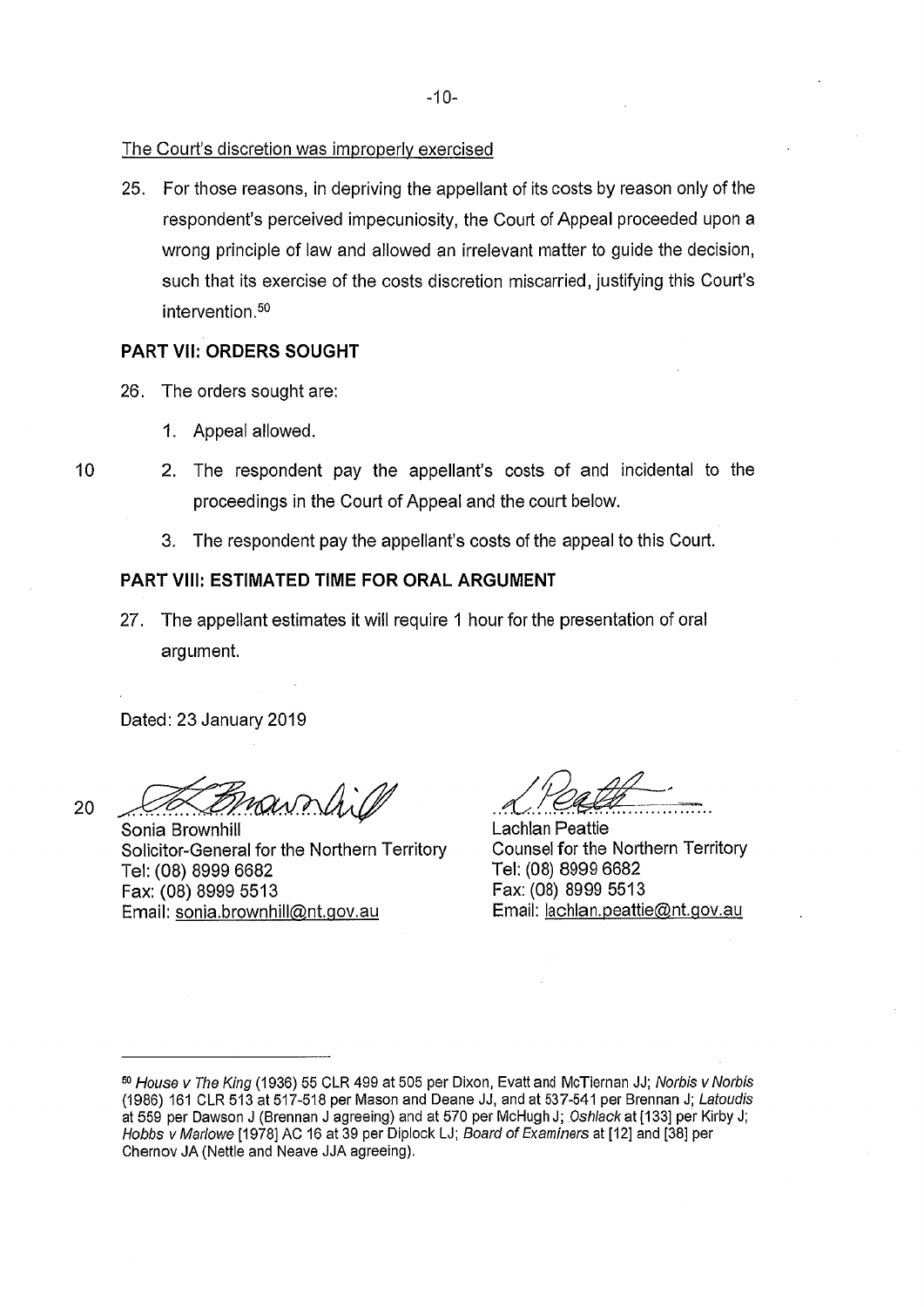The Court's discretion was improperly exercised

25. For those reasons, in depriving the appellant of its costs by reason only of the respondent's perceived impecuniosity, the Court of Appeal proceeded upon a wrong principle of law and allowed an irrelevant matter to guide the decision, such that its exercise of the costs discretion miscarried, justifying this Court's intervention.[50]

## PART VII: ORDERS SOUGHT

26. The orders sought are:

    1. Appeal allowed.

    2. The respondent pay the appellant's costs of and incidental to the proceedings in the Court of Appeal and the court below.

    3. The respondent pay the appellant's costs of the appeal to this Court.

## PART VIII: ESTIMATED TIME FOR ORAL ARGUMENT

27. The appellant estimates it will require 1 hour for the presentation of oral argument.

Dated: 23 January 2019

Sonia Brownhill
Solicitor-General for the Northern Territory
Tel: (08) 8999 6682
Fax: (08) 8999 5513
Email: sonia.brownhill@nt.gov.au

Lachlan Peattie
Counsel for the Northern Territory
Tel: (08) 8999 6682
Fax: (08) 8999 5513
Email: lachlan.peattie@nt.gov.au

---

[50] *House v The King* (1936) 55 CLR 499 at 505 per Dixon, Evatt and McTiernan JJ; *Norbis v Norbis* (1986) 161 CLR 513 at 517-518 per Mason and Deane JJ, and at 537-541 per Brennan J; *Latoudis* at 559 per Dawson J (Brennan J agreeing) and at 570 per McHugh J; *Oshlack* at [133] per Kirby J; *Hobbs v Marlowe* [1978] AC 16 at 39 per Diplock LJ; *Board of Examiners* at [12] and [38] per Chernov JA (Nettle and Neave JJA agreeing).